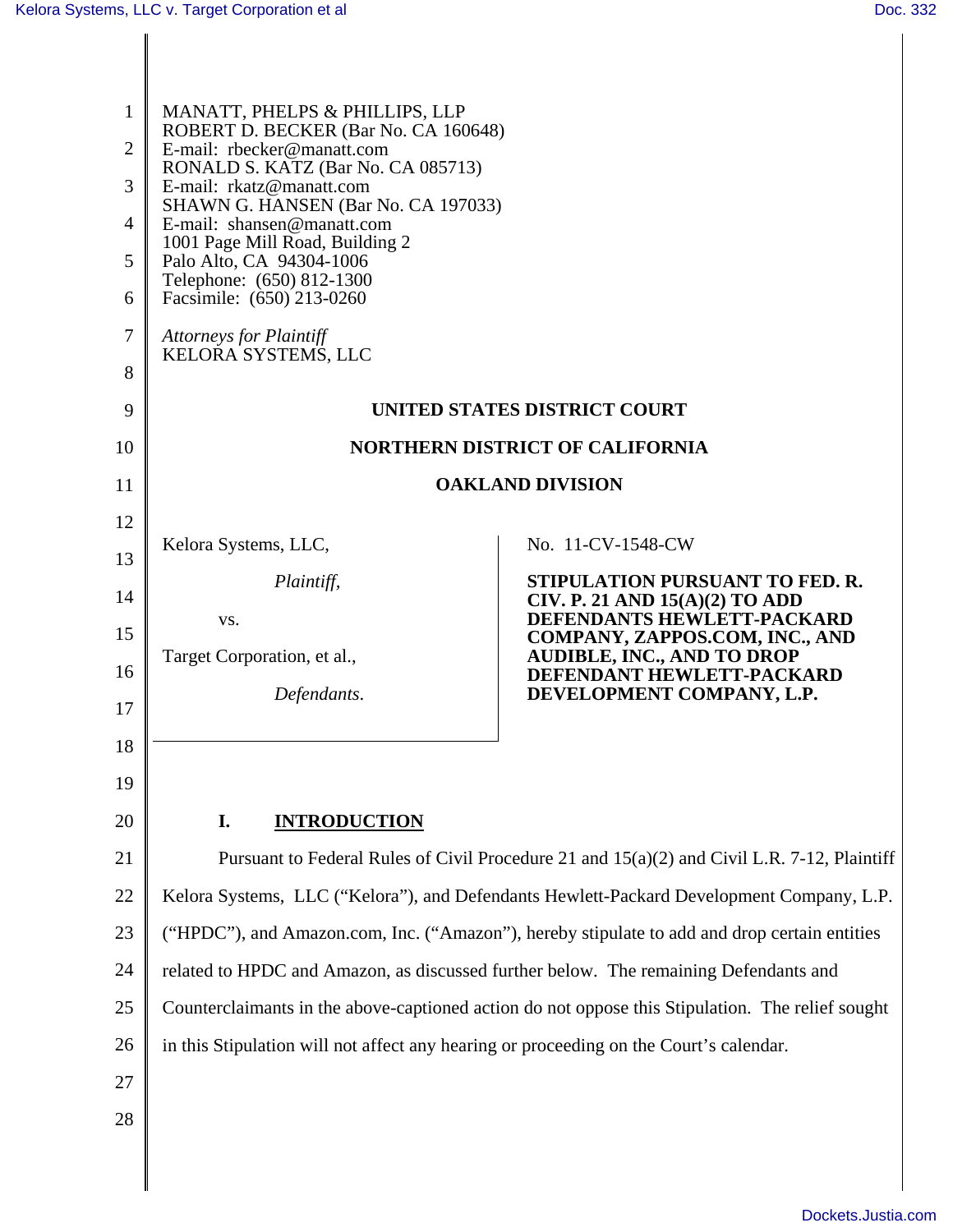MANATT, PHELPS & PHILLIPS, LLP
ROBERT D. BECKER (Bar No. CA 160648)
E-mail: rbecker@manatt.com
RONALD S. KATZ (Bar No. CA 085713)
E-mail: rkatz@manatt.com
SHAWN G. HANSEN (Bar No. CA 197033)
E-mail: shansen@manatt.com
1001 Page Mill Road, Building 2
Palo Alto, CA 94304-1006
Telephone: (650) 812-1300
Facsimile: (650) 213-0260

*Attorneys for Plaintiff*
KELORA SYSTEMS, LLC

**UNITED STATES DISTRICT COURT**

**NORTHERN DISTRICT OF CALIFORNIA**

**OAKLAND DIVISION**

Kelora Systems, LLC,

*Plaintiff,*

vs.

Target Corporation, et al.,

*Defendants.*

No. 11-CV-1548-CW

**STIPULATION PURSUANT TO FED. R. CIV. P. 21 AND 15(A)(2) TO ADD DEFENDANTS HEWLETT-PACKARD COMPANY, ZAPPOS.COM, INC., AND AUDIBLE, INC., AND TO DROP DEFENDANT HEWLETT-PACKARD DEVELOPMENT COMPANY, L.P.**

## I. INTRODUCTION

Pursuant to Federal Rules of Civil Procedure 21 and 15(a)(2) and Civil L.R. 7-12, Plaintiff Kelora Systems, LLC ("Kelora"), and Defendants Hewlett-Packard Development Company, L.P. ("HPDC"), and Amazon.com, Inc. ("Amazon"), hereby stipulate to add and drop certain entities related to HPDC and Amazon, as discussed further below. The remaining Defendants and Counterclaimants in the above-captioned action do not oppose this Stipulation. The relief sought in this Stipulation will not affect any hearing or proceeding on the Court's calendar.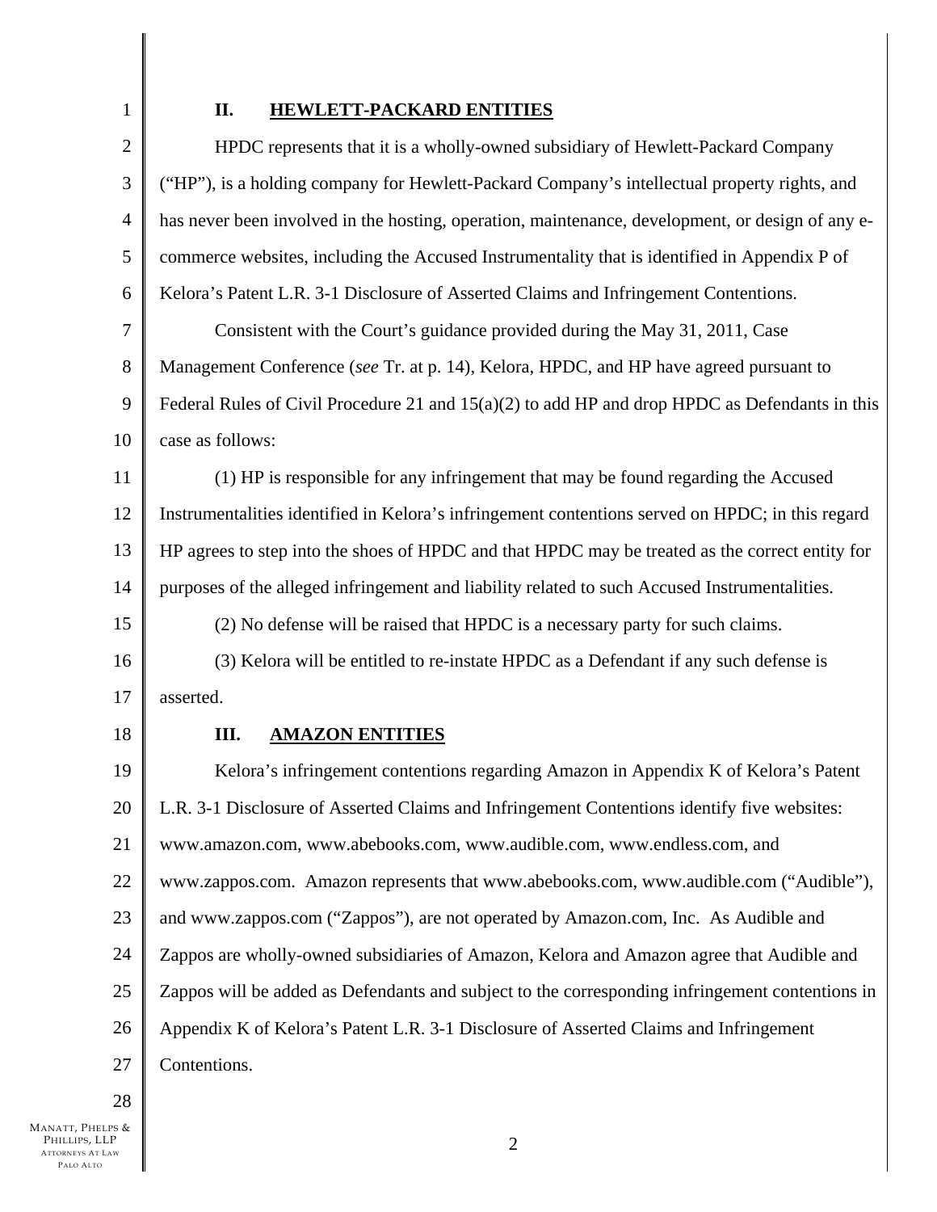## II. HEWLETT-PACKARD ENTITIES

HPDC represents that it is a wholly-owned subsidiary of Hewlett-Packard Company ("HP"), is a holding company for Hewlett-Packard Company's intellectual property rights, and has never been involved in the hosting, operation, maintenance, development, or design of any e-commerce websites, including the Accused Instrumentality that is identified in Appendix P of Kelora's Patent L.R. 3-1 Disclosure of Asserted Claims and Infringement Contentions.

Consistent with the Court's guidance provided during the May 31, 2011, Case Management Conference (*see* Tr. at p. 14), Kelora, HPDC, and HP have agreed pursuant to Federal Rules of Civil Procedure 21 and 15(a)(2) to add HP and drop HPDC as Defendants in this case as follows:

(1) HP is responsible for any infringement that may be found regarding the Accused Instrumentalities identified in Kelora's infringement contentions served on HPDC; in this regard HP agrees to step into the shoes of HPDC and that HPDC may be treated as the correct entity for purposes of the alleged infringement and liability related to such Accused Instrumentalities.

(2) No defense will be raised that HPDC is a necessary party for such claims.

(3) Kelora will be entitled to re-instate HPDC as a Defendant if any such defense is asserted.

## III. AMAZON ENTITIES

Kelora's infringement contentions regarding Amazon in Appendix K of Kelora's Patent L.R. 3-1 Disclosure of Asserted Claims and Infringement Contentions identify five websites: www.amazon.com, www.abebooks.com, www.audible.com, www.endless.com, and www.zappos.com. Amazon represents that www.abebooks.com, www.audible.com ("Audible"), and www.zappos.com ("Zappos"), are not operated by Amazon.com, Inc. As Audible and Zappos are wholly-owned subsidiaries of Amazon, Kelora and Amazon agree that Audible and Zappos will be added as Defendants and subject to the corresponding infringement contentions in Appendix K of Kelora's Patent L.R. 3-1 Disclosure of Asserted Claims and Infringement Contentions.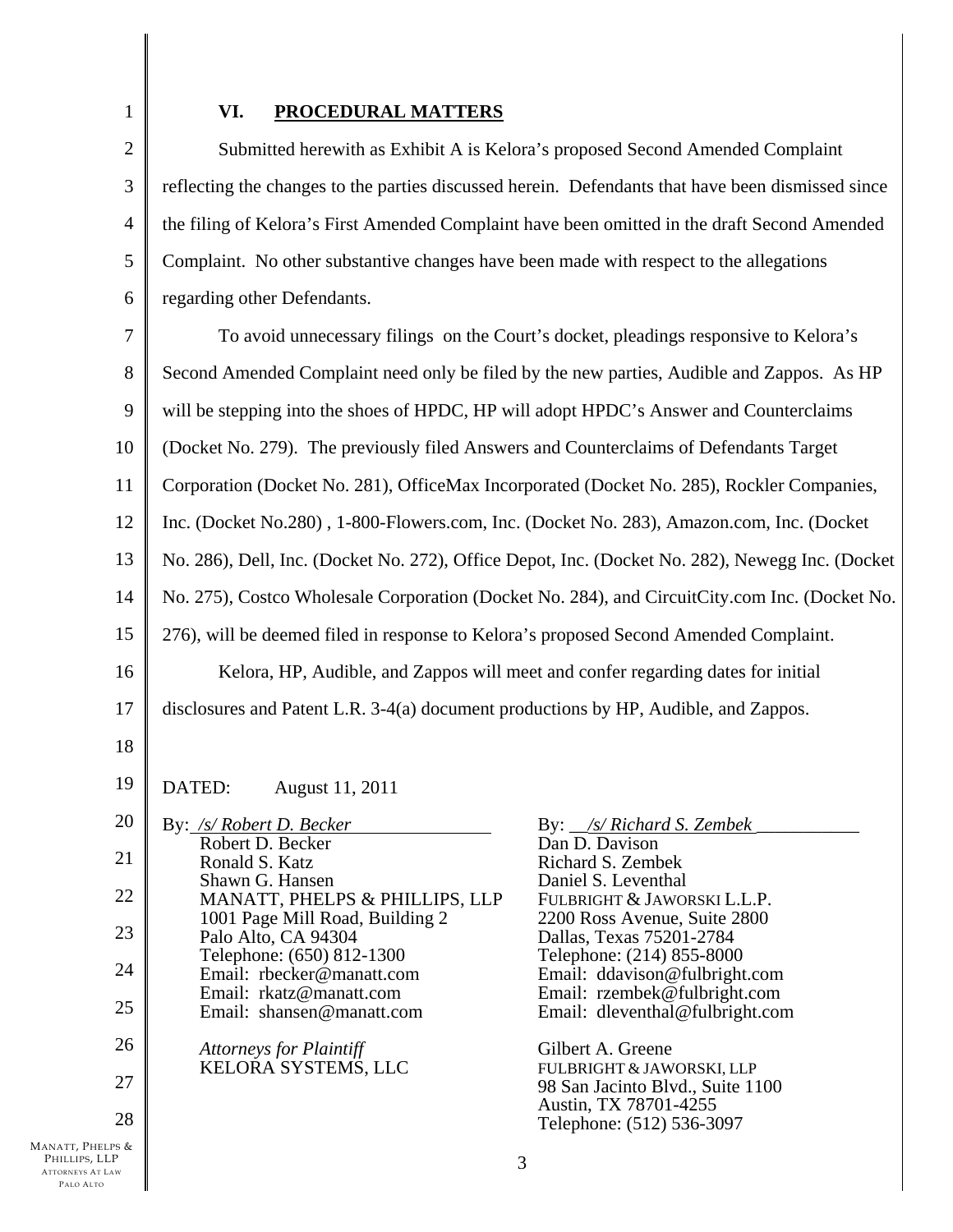## VI. PROCEDURAL MATTERS

Submitted herewith as Exhibit A is Kelora's proposed Second Amended Complaint reflecting the changes to the parties discussed herein. Defendants that have been dismissed since the filing of Kelora's First Amended Complaint have been omitted in the draft Second Amended Complaint. No other substantive changes have been made with respect to the allegations regarding other Defendants.

To avoid unnecessary filings on the Court's docket, pleadings responsive to Kelora's Second Amended Complaint need only be filed by the new parties, Audible and Zappos. As HP will be stepping into the shoes of HPDC, HP will adopt HPDC's Answer and Counterclaims (Docket No. 279). The previously filed Answers and Counterclaims of Defendants Target Corporation (Docket No. 281), OfficeMax Incorporated (Docket No. 285), Rockler Companies, Inc. (Docket No.280) , 1-800-Flowers.com, Inc. (Docket No. 283), Amazon.com, Inc. (Docket No. 286), Dell, Inc. (Docket No. 272), Office Depot, Inc. (Docket No. 282), Newegg Inc. (Docket No. 275), Costco Wholesale Corporation (Docket No. 284), and CircuitCity.com Inc. (Docket No. 276), will be deemed filed in response to Kelora's proposed Second Amended Complaint.

Kelora, HP, Audible, and Zappos will meet and confer regarding dates for initial disclosures and Patent L.R. 3-4(a) document productions by HP, Audible, and Zappos.

DATED: August 11, 2011

By: */s/ Robert D. Becker*
Robert D. Becker
Ronald S. Katz
Shawn G. Hansen
MANATT, PHELPS & PHILLIPS, LLP
1001 Page Mill Road, Building 2
Palo Alto, CA 94304
Telephone: (650) 812-1300
Email: rbecker@manatt.com
Email: rkatz@manatt.com
Email: shansen@manatt.com

*Attorneys for Plaintiff*
KELORA SYSTEMS, LLC

By: */s/ Richard S. Zembek*
Dan D. Davison
Richard S. Zembek
Daniel S. Leventhal
FULBRIGHT & JAWORSKI L.L.P.
2200 Ross Avenue, Suite 2800
Dallas, Texas 75201-2784
Telephone: (214) 855-8000
Email: ddavison@fulbright.com
Email: rzembek@fulbright.com
Email: dleventhal@fulbright.com

Gilbert A. Greene
FULBRIGHT & JAWORSKI, LLP
98 San Jacinto Blvd., Suite 1100
Austin, TX 78701-4255
Telephone: (512) 536-3097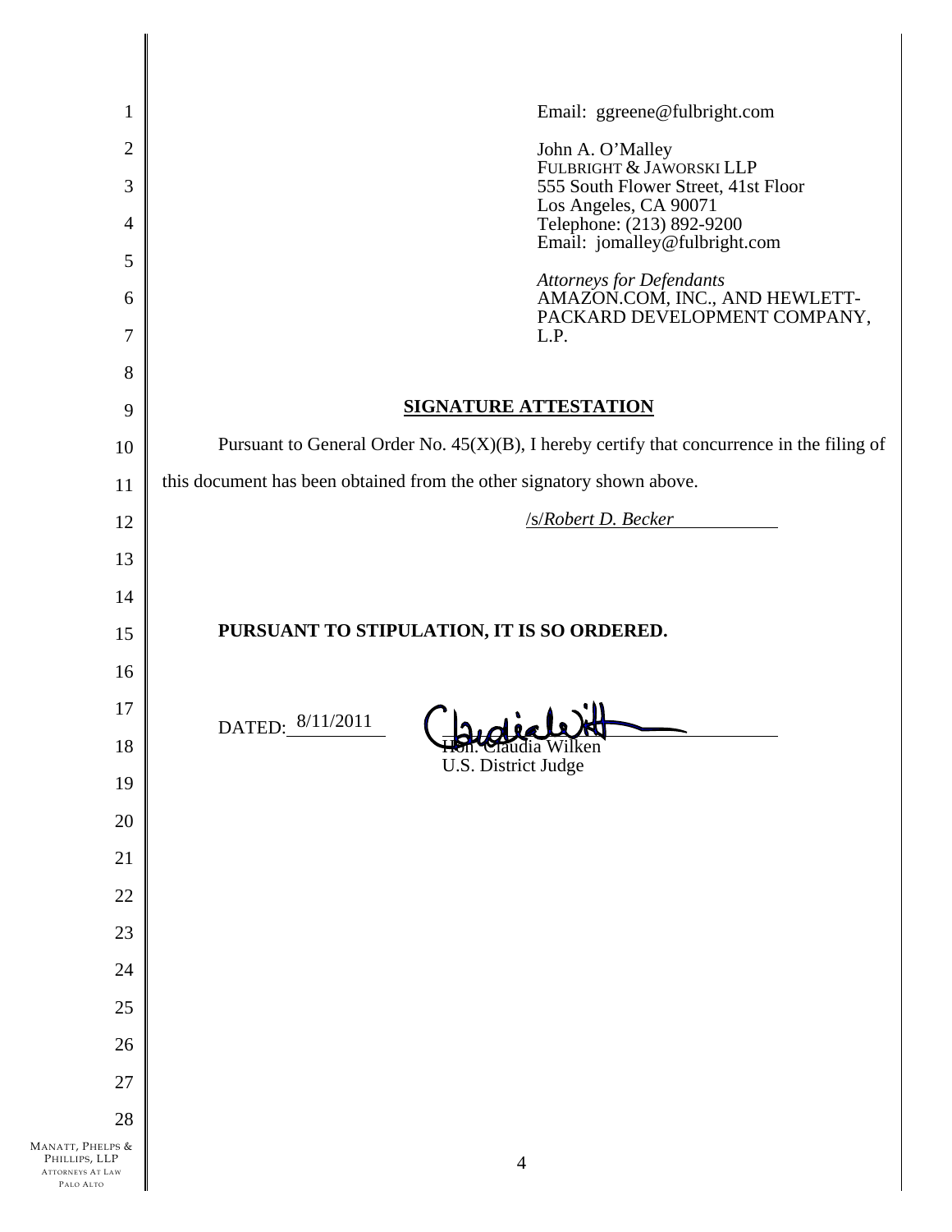Email: ggreene@fulbright.com

John A. O'Malley
FULBRIGHT & JAWORSKI LLP
555 South Flower Street, 41st Floor
Los Angeles, CA 90071
Telephone: (213) 892-9200
Email: jomalley@fulbright.com

*Attorneys for Defendants*
AMAZON.COM, INC., AND HEWLETT-PACKARD DEVELOPMENT COMPANY, L.P.

## SIGNATURE ATTESTATION

Pursuant to General Order No. 45(X)(B), I hereby certify that concurrence in the filing of this document has been obtained from the other signatory shown above.

/s/*Robert D. Becker*

**PURSUANT TO STIPULATION, IT IS SO ORDERED.**

DATED: 8/11/2011

Hon. Claudia Wilken
U.S. District Judge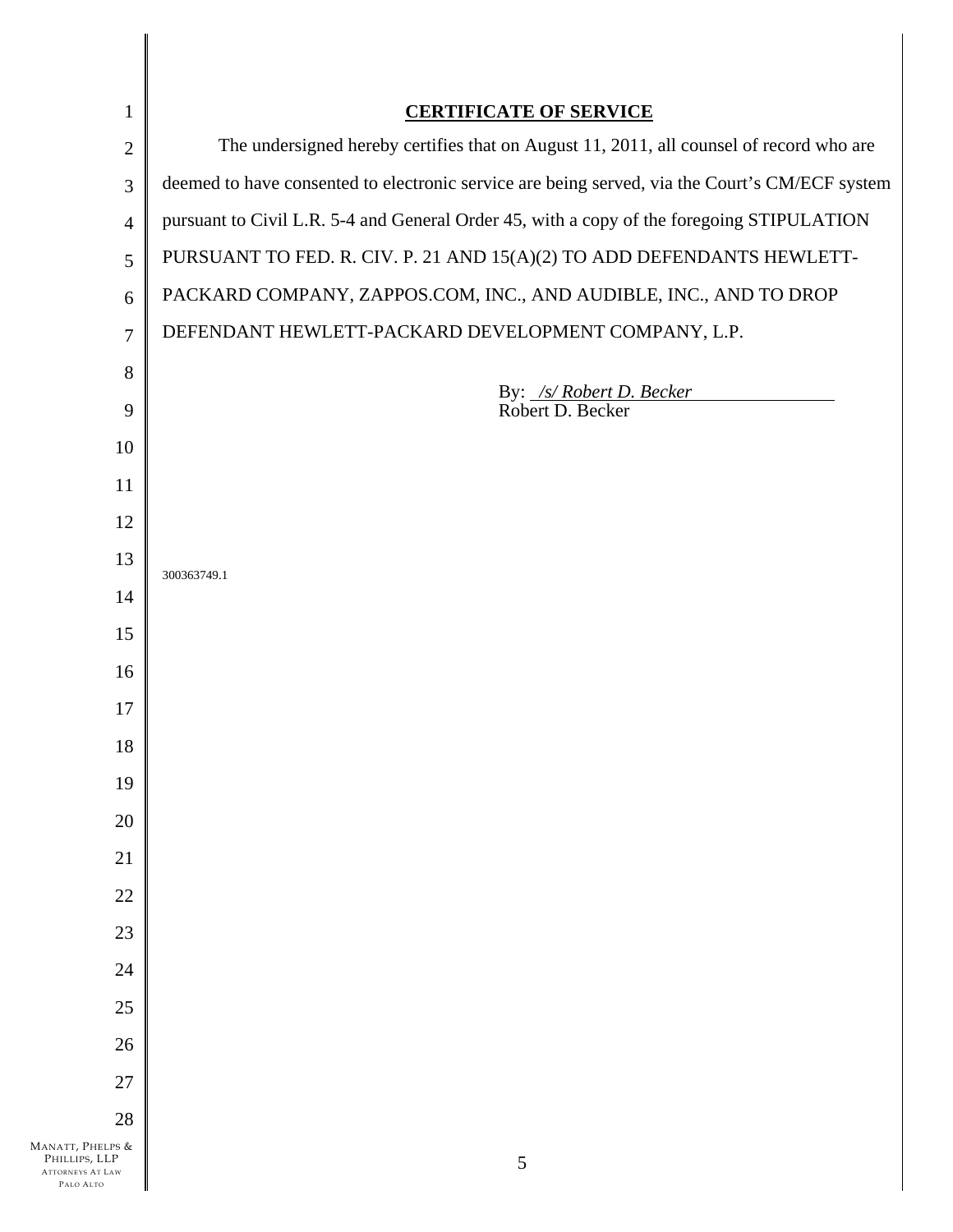**CERTIFICATE OF SERVICE**

The undersigned hereby certifies that on August 11, 2011, all counsel of record who are deemed to have consented to electronic service are being served, via the Court's CM/ECF system pursuant to Civil L.R. 5-4 and General Order 45, with a copy of the foregoing STIPULATION PURSUANT TO FED. R. CIV. P. 21 AND 15(A)(2) TO ADD DEFENDANTS HEWLETT-PACKARD COMPANY, ZAPPOS.COM, INC., AND AUDIBLE, INC., AND TO DROP DEFENDANT HEWLETT-PACKARD DEVELOPMENT COMPANY, L.P.

By: */s/ Robert D. Becker*
Robert D. Becker

300363749.1